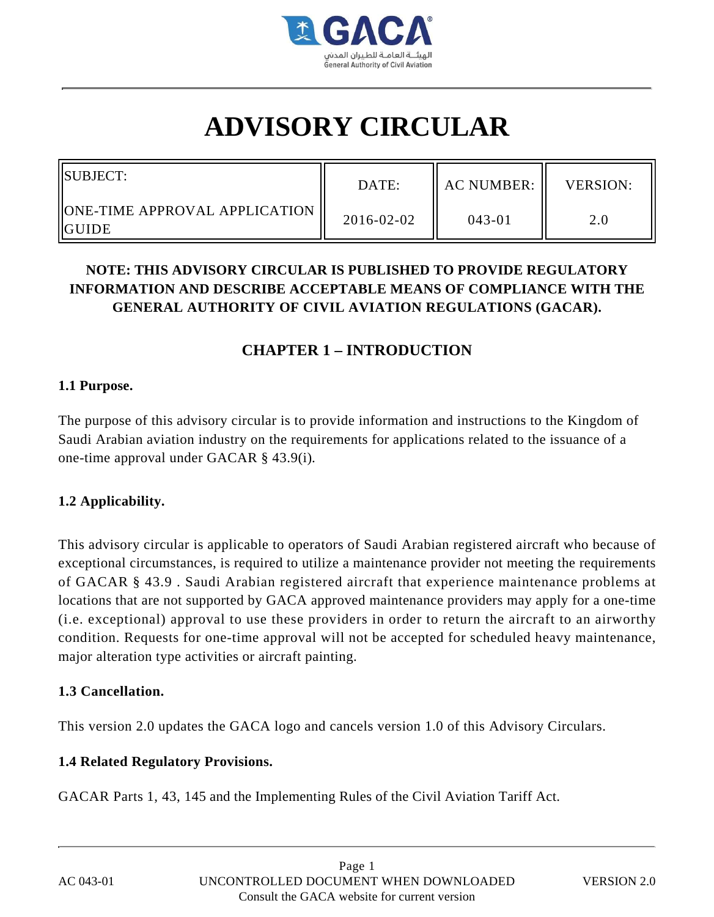# ADVISORY CIRCULAR

| SUBJECT: ONE-TIME APPROVAL APPLICATION GUIDE | DATE: 2016-02-02 | AC NUMBER: 043-01 | VERSION: 2.0 |
|---|---|---|---|

**NOTE: THIS ADVISORY CIRCULAR IS PUBLISHED TO PROVIDE REGULATORY INFORMATION AND DESCRIBE ACCEPTABLE MEANS OF COMPLIANCE WITH THE GENERAL AUTHORITY OF CIVIL AVIATION REGULATIONS (GACAR).**

## CHAPTER 1 – INTRODUCTION

### 1.1 Purpose.

The purpose of this advisory circular is to provide information and instructions to the Kingdom of Saudi Arabian aviation industry on the requirements for applications related to the issuance of a one-time approval under GACAR § 43.9(i).

### 1.2 Applicability.

This advisory circular is applicable to operators of Saudi Arabian registered aircraft who because of exceptional circumstances, is required to utilize a maintenance provider not meeting the requirements of GACAR § 43.9 . Saudi Arabian registered aircraft that experience maintenance problems at locations that are not supported by GACA approved maintenance providers may apply for a one-time (i.e. exceptional) approval to use these providers in order to return the aircraft to an airworthy condition. Requests for one-time approval will not be accepted for scheduled heavy maintenance, major alteration type activities or aircraft painting.

### 1.3 Cancellation.

This version 2.0 updates the GACA logo and cancels version 1.0 of this Advisory Circulars.

### 1.4 Related Regulatory Provisions.

GACAR Parts 1, 43, 145 and the Implementing Rules of the Civil Aviation Tariff Act.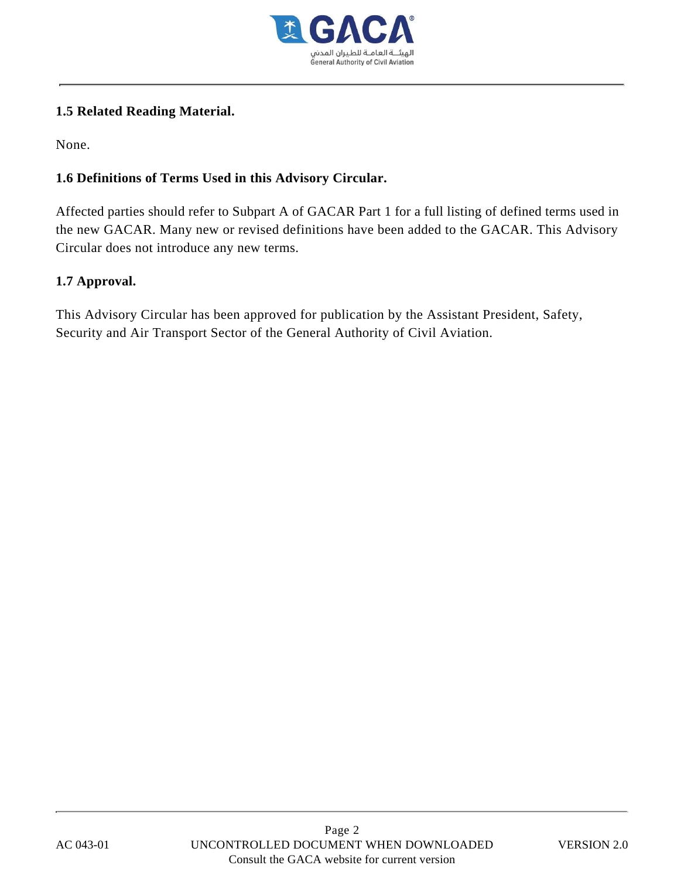### 1.5 Related Reading Material.

None.

### 1.6 Definitions of Terms Used in this Advisory Circular.

Affected parties should refer to Subpart A of GACAR Part 1 for a full listing of defined terms used in the new GACAR. Many new or revised definitions have been added to the GACAR. This Advisory Circular does not introduce any new terms.

### 1.7 Approval.

This Advisory Circular has been approved for publication by the Assistant President, Safety, Security and Air Transport Sector of the General Authority of Civil Aviation.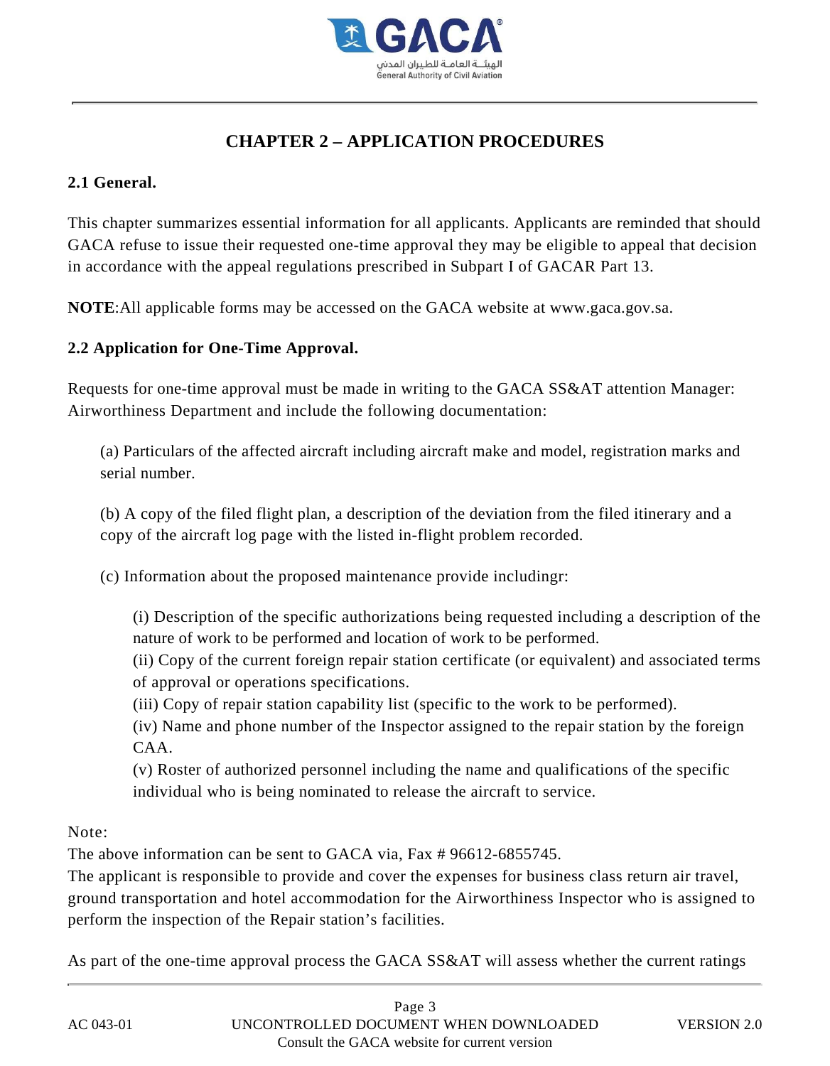# CHAPTER 2 – APPLICATION PROCEDURES

## 2.1 General.

This chapter summarizes essential information for all applicants. Applicants are reminded that should GACA refuse to issue their requested one-time approval they may be eligible to appeal that decision in accordance with the appeal regulations prescribed in Subpart I of GACAR Part 13.

**NOTE**:All applicable forms may be accessed on the GACA website at www.gaca.gov.sa.

## 2.2 Application for One-Time Approval.

Requests for one-time approval must be made in writing to the GACA SS&AT attention Manager: Airworthiness Department and include the following documentation:

(a) Particulars of the affected aircraft including aircraft make and model, registration marks and serial number.

(b) A copy of the filed flight plan, a description of the deviation from the filed itinerary and a copy of the aircraft log page with the listed in-flight problem recorded.

(c) Information about the proposed maintenance provide includingr:

(i) Description of the specific authorizations being requested including a description of the nature of work to be performed and location of work to be performed.
(ii) Copy of the current foreign repair station certificate (or equivalent) and associated terms of approval or operations specifications.
(iii) Copy of repair station capability list (specific to the work to be performed).
(iv) Name and phone number of the Inspector assigned to the repair station by the foreign CAA.
(v) Roster of authorized personnel including the name and qualifications of the specific individual who is being nominated to release the aircraft to service.

Note:
The above information can be sent to GACA via, Fax # 96612-6855745.
The applicant is responsible to provide and cover the expenses for business class return air travel, ground transportation and hotel accommodation for the Airworthiness Inspector who is assigned to perform the inspection of the Repair station's facilities.

As part of the one-time approval process the GACA SS&AT will assess whether the current ratings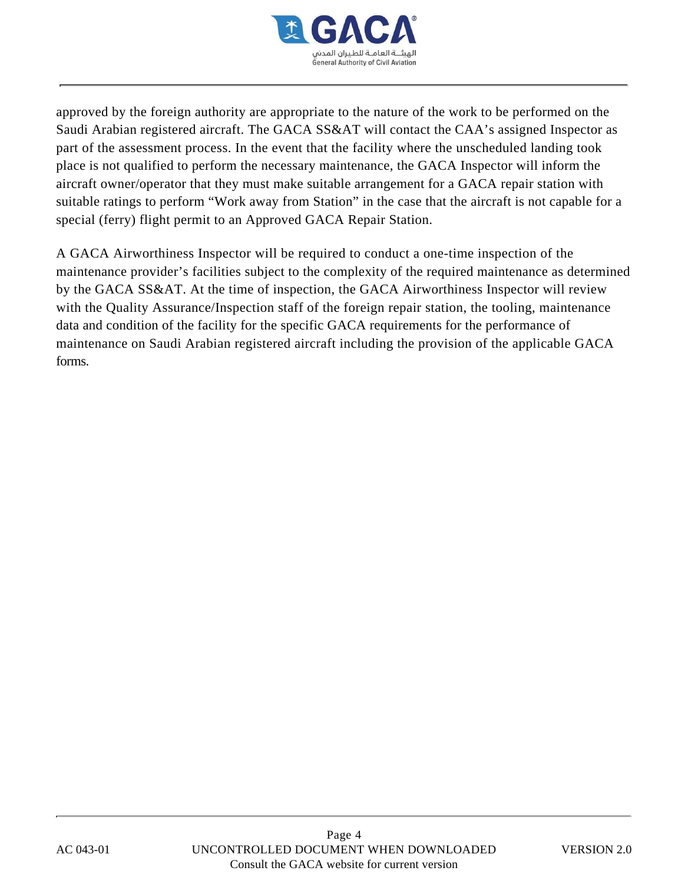approved by the foreign authority are appropriate to the nature of the work to be performed on the Saudi Arabian registered aircraft. The GACA SS&AT will contact the CAA's assigned Inspector as part of the assessment process. In the event that the facility where the unscheduled landing took place is not qualified to perform the necessary maintenance, the GACA Inspector will inform the aircraft owner/operator that they must make suitable arrangement for a GACA repair station with suitable ratings to perform "Work away from Station" in the case that the aircraft is not capable for a special (ferry) flight permit to an Approved GACA Repair Station.

A GACA Airworthiness Inspector will be required to conduct a one-time inspection of the maintenance provider's facilities subject to the complexity of the required maintenance as determined by the GACA SS&AT. At the time of inspection, the GACA Airworthiness Inspector will review with the Quality Assurance/Inspection staff of the foreign repair station, the tooling, maintenance data and condition of the facility for the specific GACA requirements for the performance of maintenance on Saudi Arabian registered aircraft including the provision of the applicable GACA forms.